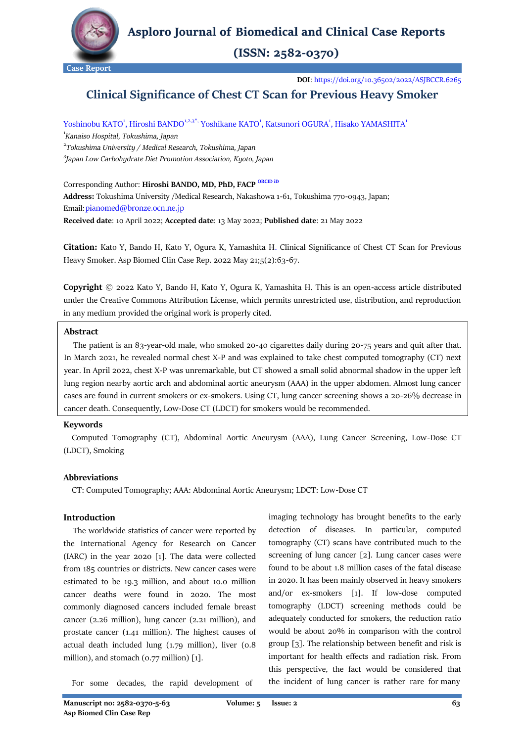Case Report

**DOI**: https://doi.org/10.36502/2022/ASJBCCR.6265

# Clinical Significance of Chest CT Scan for Previous Heavy Smoker

Yoshinobu KATO[1], Hiroshi BANDO[1,2,3*], Yoshikane KATO[1], Katsunori OGURA[1], Hisako YAMASHITA[1]

[1]*Kanaiso Hospital, Tokushima, Japan*

[2]*Tokushima University / Medical Research, Tokushima, Japan*

[3]*Japan Low Carbohydrate Diet Promotion Association, Kyoto, Japan*

Corresponding Author: **Hiroshi BANDO, MD, PhD, FACP** ORCID iD

**Address:** Tokushima University /Medical Research, Nakashowa 1-61, Tokushima 770-0943, Japan;

Email: pianomed@bronze.ocn.ne.jp

**Received date**: 10 April 2022; **Accepted date**: 13 May 2022; **Published date**: 21 May 2022

**Citation:** Kato Y, Bando H, Kato Y, Ogura K, Yamashita H. Clinical Significance of Chest CT Scan for Previous Heavy Smoker. Asp Biomed Clin Case Rep. 2022 May 21;5(2):63-67.

**Copyright** © 2022 Kato Y, Bando H, Kato Y, Ogura K, Yamashita H. This is an open-access article distributed under the Creative Commons Attribution License, which permits unrestricted use, distribution, and reproduction in any medium provided the original work is properly cited.

## Abstract

The patient is an 83-year-old male, who smoked 20-40 cigarettes daily during 20-75 years and quit after that. In March 2021, he revealed normal chest X-P and was explained to take chest computed tomography (CT) next year. In April 2022, chest X-P was unremarkable, but CT showed a small solid abnormal shadow in the upper left lung region nearby aortic arch and abdominal aortic aneurysm (AAA) in the upper abdomen. Almost lung cancer cases are found in current smokers or ex-smokers. Using CT, lung cancer screening shows a 20-26% decrease in cancer death. Consequently, Low-Dose CT (LDCT) for smokers would be recommended.

## Keywords

Computed Tomography (CT), Abdominal Aortic Aneurysm (AAA), Lung Cancer Screening, Low-Dose CT (LDCT), Smoking

## Abbreviations

CT: Computed Tomography; AAA: Abdominal Aortic Aneurysm; LDCT: Low-Dose CT

## Introduction

The worldwide statistics of cancer were reported by the International Agency for Research on Cancer (IARC) in the year 2020 [1]. The data were collected from 185 countries or districts. New cancer cases were estimated to be 19.3 million, and about 10.0 million cancer deaths were found in 2020. The most commonly diagnosed cancers included female breast cancer (2.26 million), lung cancer (2.21 million), and prostate cancer (1.41 million). The highest causes of actual death included lung (1.79 million), liver (0.8 million), and stomach (0.77 million) [1].

For some decades, the rapid development of imaging technology has brought benefits to the early detection of diseases. In particular, computed tomography (CT) scans have contributed much to the screening of lung cancer [2]. Lung cancer cases were found to be about 1.8 million cases of the fatal disease in 2020. It has been mainly observed in heavy smokers and/or ex-smokers [1]. If low-dose computed tomography (LDCT) screening methods could be adequately conducted for smokers, the reduction ratio would be about 20% in comparison with the control group [3]. The relationship between benefit and risk is important for health effects and radiation risk. From this perspective, the fact would be considered that the incident of lung cancer is rather rare for many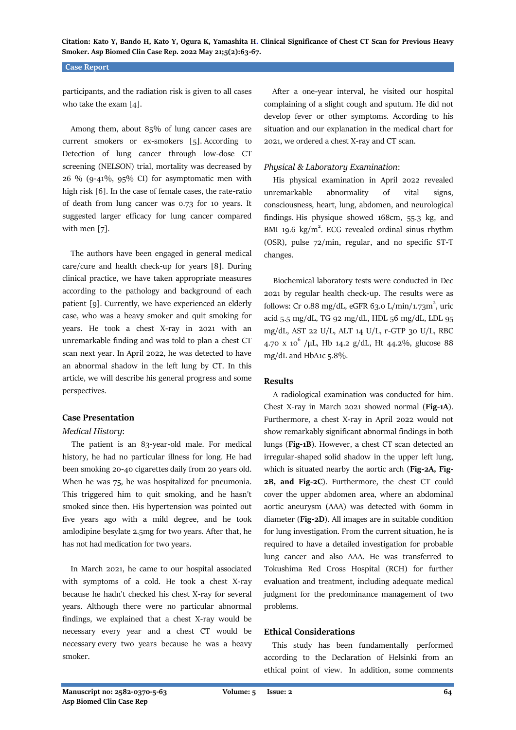participants, and the radiation risk is given to all cases who take the exam [4].

Among them, about 85% of lung cancer cases are current smokers or ex-smokers [5]. According to Detection of lung cancer through low-dose CT screening (NELSON) trial, mortality was decreased by 26 % (9-41%, 95% CI) for asymptomatic men with high risk [6]. In the case of female cases, the rate-ratio of death from lung cancer was 0.73 for 10 years. It suggested larger efficacy for lung cancer compared with men [7].

The authors have been engaged in general medical care/cure and health check-up for years [8]. During clinical practice, we have taken appropriate measures according to the pathology and background of each patient [9]. Currently, we have experienced an elderly case, who was a heavy smoker and quit smoking for years. He took a chest X-ray in 2021 with an unremarkable finding and was told to plan a chest CT scan next year. In April 2022, he was detected to have an abnormal shadow in the left lung by CT. In this article, we will describe his general progress and some perspectives.

## Case Presentation

*Medical History*:

The patient is an 83-year-old male. For medical history, he had no particular illness for long. He had been smoking 20-40 cigarettes daily from 20 years old. When he was 75, he was hospitalized for pneumonia. This triggered him to quit smoking, and he hasn't smoked since then. His hypertension was pointed out five years ago with a mild degree, and he took amlodipine besylate 2.5mg for two years. After that, he has not had medication for two years.

In March 2021, he came to our hospital associated with symptoms of a cold. He took a chest X-ray because he hadn't checked his chest X-ray for several years. Although there were no particular abnormal findings, we explained that a chest X-ray would be necessary every year and a chest CT would be necessary every two years because he was a heavy smoker.

After a one-year interval, he visited our hospital complaining of a slight cough and sputum. He did not develop fever or other symptoms. According to his situation and our explanation in the medical chart for 2021, we ordered a chest X-ray and CT scan.

*Physical & Laboratory Examination*:

His physical examination in April 2022 revealed unremarkable abnormality of vital signs, consciousness, heart, lung, abdomen, and neurological findings. His physique showed 168cm, 55.3 kg, and BMI 19.6 kg/m$^2$. ECG revealed ordinal sinus rhythm (OSR), pulse 72/min, regular, and no specific ST-T changes.

Biochemical laboratory tests were conducted in Dec 2021 by regular health check-up. The results were as follows: Cr 0.88 mg/dL, eGFR 63.0 L/min/1.73m$^2$, uric acid 5.5 mg/dL, TG 92 mg/dL, HDL 56 mg/dL, LDL 95 mg/dL, AST 22 U/L, ALT 14 U/L, r-GTP 30 U/L, RBC 4.70 x 10$^6$ /μL, Hb 14.2 g/dL, Ht 44.2%, glucose 88 mg/dL and HbA1c 5.8%.

## Results

A radiological examination was conducted for him. Chest X-ray in March 2021 showed normal (**Fig-1A**). Furthermore, a chest X-ray in April 2022 would not show remarkably significant abnormal findings in both lungs (**Fig-1B**). However, a chest CT scan detected an irregular-shaped solid shadow in the upper left lung, which is situated nearby the aortic arch (**Fig-2A, Fig-2B, and Fig-2C**). Furthermore, the chest CT could cover the upper abdomen area, where an abdominal aortic aneurysm (AAA) was detected with 60mm in diameter (**Fig-2D**). All images are in suitable condition for lung investigation. From the current situation, he is required to have a detailed investigation for probable lung cancer and also AAA. He was transferred to Tokushima Red Cross Hospital (RCH) for further evaluation and treatment, including adequate medical judgment for the predominance management of two problems.

## Ethical Considerations

This study has been fundamentally performed according to the Declaration of Helsinki from an ethical point of view. In addition, some comments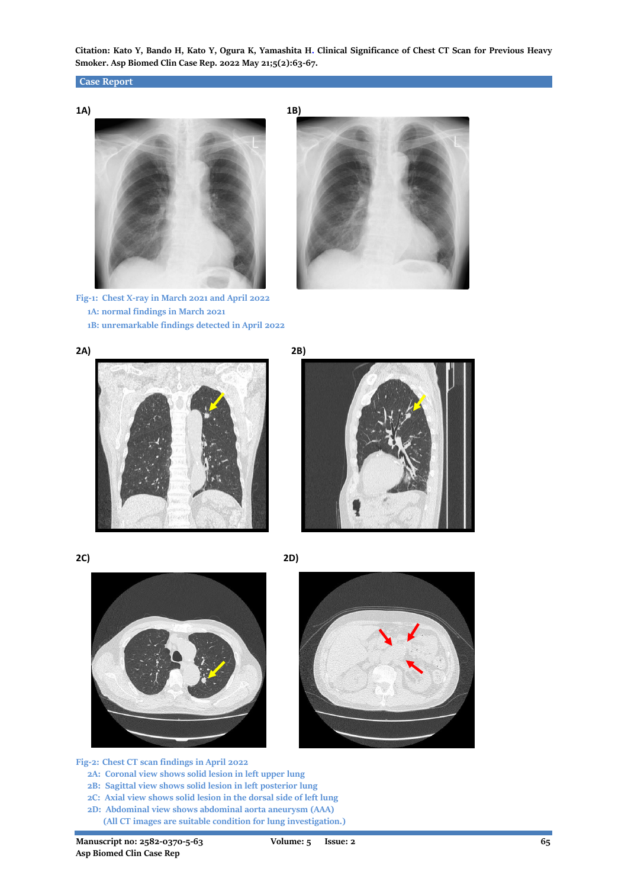1A)

1B)

Fig-1: Chest X-ray in March 2021 and April 2022

1A: normal findings in March 2021

1B: unremarkable findings detected in April 2022

2A)

2B)

2C)

2D)

Fig-2: Chest CT scan findings in April 2022

2A: Coronal view shows solid lesion in left upper lung

2B: Sagittal view shows solid lesion in left posterior lung

2C: Axial view shows solid lesion in the dorsal side of left lung

2D: Abdominal view shows abdominal aorta aneurysm (AAA)

(All CT images are suitable condition for lung investigation.)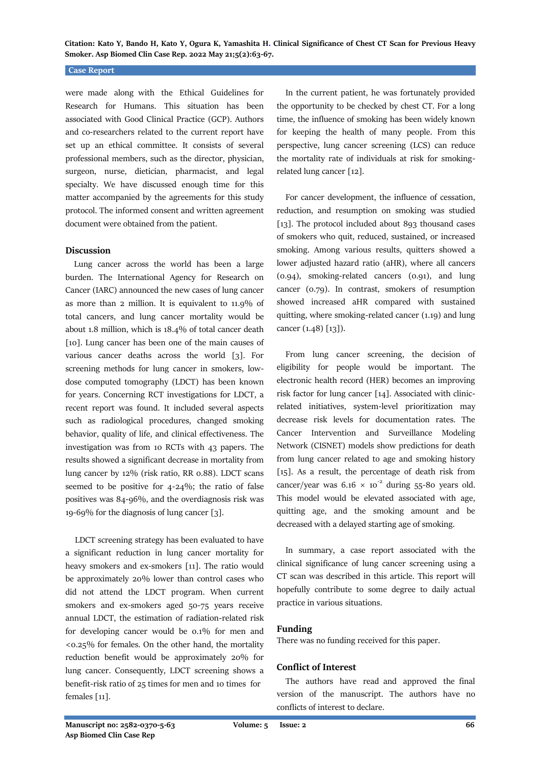were made along with the Ethical Guidelines for Research for Humans. This situation has been associated with Good Clinical Practice (GCP). Authors and co-researchers related to the current report have set up an ethical committee. It consists of several professional members, such as the director, physician, surgeon, nurse, dietician, pharmacist, and legal specialty. We have discussed enough time for this matter accompanied by the agreements for this study protocol. The informed consent and written agreement document were obtained from the patient.

## Discussion

Lung cancer across the world has been a large burden. The International Agency for Research on Cancer (IARC) announced the new cases of lung cancer as more than 2 million. It is equivalent to 11.9% of total cancers, and lung cancer mortality would be about 1.8 million, which is 18.4% of total cancer death [10]. Lung cancer has been one of the main causes of various cancer deaths across the world [3]. For screening methods for lung cancer in smokers, low-dose computed tomography (LDCT) has been known for years. Concerning RCT investigations for LDCT, a recent report was found. It included several aspects such as radiological procedures, changed smoking behavior, quality of life, and clinical effectiveness. The investigation was from 10 RCTs with 43 papers. The results showed a significant decrease in mortality from lung cancer by 12% (risk ratio, RR 0.88). LDCT scans seemed to be positive for 4-24%; the ratio of false positives was 84-96%, and the overdiagnosis risk was 19-69% for the diagnosis of lung cancer [3].

LDCT screening strategy has been evaluated to have a significant reduction in lung cancer mortality for heavy smokers and ex-smokers [11]. The ratio would be approximately 20% lower than control cases who did not attend the LDCT program. When current smokers and ex-smokers aged 50-75 years receive annual LDCT, the estimation of radiation-related risk for developing cancer would be 0.1% for men and <0.25% for females. On the other hand, the mortality reduction benefit would be approximately 20% for lung cancer. Consequently, LDCT screening shows a benefit-risk ratio of 25 times for men and 10 times for females [11].

In the current patient, he was fortunately provided the opportunity to be checked by chest CT. For a long time, the influence of smoking has been widely known for keeping the health of many people. From this perspective, lung cancer screening (LCS) can reduce the mortality rate of individuals at risk for smoking-related lung cancer [12].

For cancer development, the influence of cessation, reduction, and resumption on smoking was studied [13]. The protocol included about 893 thousand cases of smokers who quit, reduced, sustained, or increased smoking. Among various results, quitters showed a lower adjusted hazard ratio (aHR), where all cancers (0.94), smoking-related cancers (0.91), and lung cancer (0.79). In contrast, smokers of resumption showed increased aHR compared with sustained quitting, where smoking-related cancer (1.19) and lung cancer (1.48) [13]).

From lung cancer screening, the decision of eligibility for people would be important. The electronic health record (HER) becomes an improving risk factor for lung cancer [14]. Associated with clinic-related initiatives, system-level prioritization may decrease risk levels for documentation rates. The Cancer Intervention and Surveillance Modeling Network (CISNET) models show predictions for death from lung cancer related to age and smoking history [15]. As a result, the percentage of death risk from cancer/year was $6.16 \times 10^{-2}$ during 55-80 years old. This model would be elevated associated with age, quitting age, and the smoking amount and be decreased with a delayed starting age of smoking.

In summary, a case report associated with the clinical significance of lung cancer screening using a CT scan was described in this article. This report will hopefully contribute to some degree to daily actual practice in various situations.

## Funding

There was no funding received for this paper.

## Conflict of Interest

The authors have read and approved the final version of the manuscript. The authors have no conflicts of interest to declare.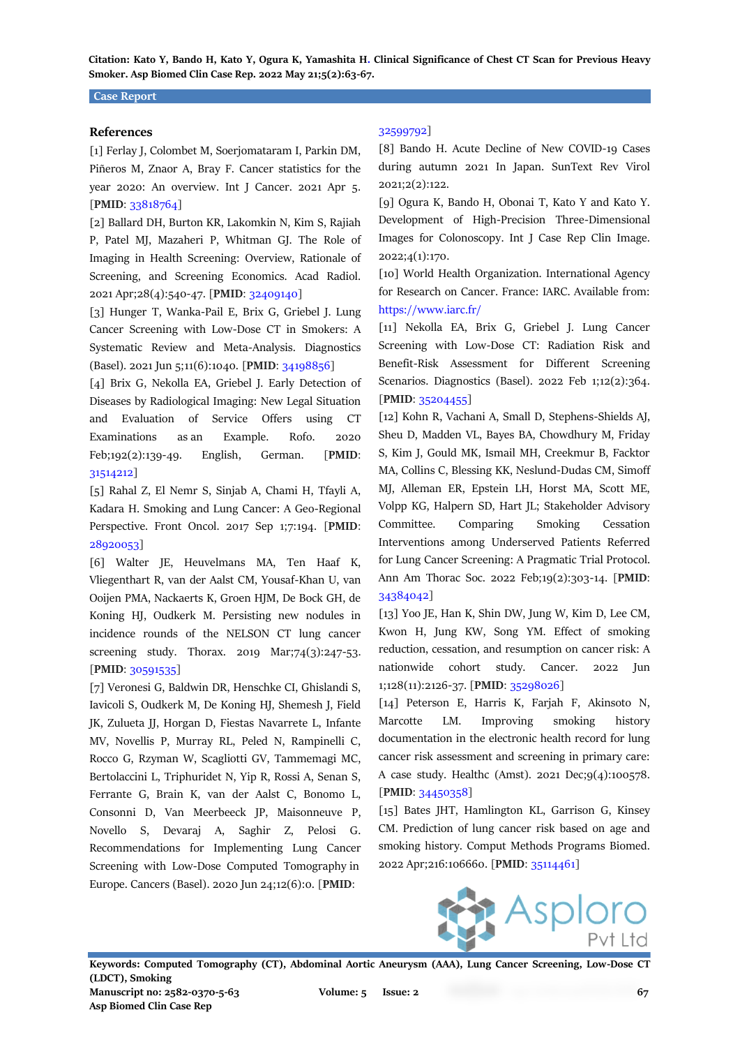## References

[1] Ferlay J, Colombet M, Soerjomataram I, Parkin DM, Piñeros M, Znaor A, Bray F. Cancer statistics for the year 2020: An overview. Int J Cancer. 2021 Apr 5. [**PMID**: 33818764]

[2] Ballard DH, Burton KR, Lakomkin N, Kim S, Rajiah P, Patel MJ, Mazaheri P, Whitman GJ. The Role of Imaging in Health Screening: Overview, Rationale of Screening, and Screening Economics. Acad Radiol. 2021 Apr;28(4):540-47. [**PMID**: 32409140]

[3] Hunger T, Wanka-Pail E, Brix G, Griebel J. Lung Cancer Screening with Low-Dose CT in Smokers: A Systematic Review and Meta-Analysis. Diagnostics (Basel). 2021 Jun 5;11(6):1040. [**PMID**: 34198856]

[4] Brix G, Nekolla EA, Griebel J. Early Detection of Diseases by Radiological Imaging: New Legal Situation and Evaluation of Service Offers using CT Examinations as an Example. Rofo. 2020 Feb;192(2):139-49. English, German. [**PMID**: 31514212]

[5] Rahal Z, El Nemr S, Sinjab A, Chami H, Tfayli A, Kadara H. Smoking and Lung Cancer: A Geo-Regional Perspective. Front Oncol. 2017 Sep 1;7:194. [**PMID**: 28920053]

[6] Walter JE, Heuvelmans MA, Ten Haaf K, Vliegenthart R, van der Aalst CM, Yousaf-Khan U, van Ooijen PMA, Nackaerts K, Groen HJM, De Bock GH, de Koning HJ, Oudkerk M. Persisting new nodules in incidence rounds of the NELSON CT lung cancer screening study. Thorax. 2019 Mar;74(3):247-53. [**PMID**: 30591535]

[7] Veronesi G, Baldwin DR, Henschke CI, Ghislandi S, Iavicoli S, Oudkerk M, De Koning HJ, Shemesh J, Field JK, Zulueta JJ, Horgan D, Fiestas Navarrete L, Infante MV, Novellis P, Murray RL, Peled N, Rampinelli C, Rocco G, Rzyman W, Scagliotti GV, Tammemagi MC, Bertolaccini L, Triphuridet N, Yip R, Rossi A, Senan S, Ferrante G, Brain K, van der Aalst C, Bonomo L, Consonni D, Van Meerbeeck JP, Maisonneuve P, Novello S, Devaraj A, Saghir Z, Pelosi G. Recommendations for Implementing Lung Cancer Screening with Low-Dose Computed Tomography in Europe. Cancers (Basel). 2020 Jun 24;12(6):0. [**PMID**: 32599792]

[8] Bando H. Acute Decline of New COVID-19 Cases during autumn 2021 In Japan. SunText Rev Virol 2021;2(2):122.

[9] Ogura K, Bando H, Obonai T, Kato Y and Kato Y. Development of High-Precision Three-Dimensional Images for Colonoscopy. Int J Case Rep Clin Image. 2022;4(1):170.

[10] World Health Organization. International Agency for Research on Cancer. France: IARC. Available from: https://www.iarc.fr/

[11] Nekolla EA, Brix G, Griebel J. Lung Cancer Screening with Low-Dose CT: Radiation Risk and Benefit-Risk Assessment for Different Screening Scenarios. Diagnostics (Basel). 2022 Feb 1;12(2):364. [**PMID**: 35204455]

[12] Kohn R, Vachani A, Small D, Stephens-Shields AJ, Sheu D, Madden VL, Bayes BA, Chowdhury M, Friday S, Kim J, Gould MK, Ismail MH, Creekmur B, Facktor MA, Collins C, Blessing KK, Neslund-Dudas CM, Simoff MJ, Alleman ER, Epstein LH, Horst MA, Scott ME, Volpp KG, Halpern SD, Hart JL; Stakeholder Advisory Committee. Comparing Smoking Cessation Interventions among Underserved Patients Referred for Lung Cancer Screening: A Pragmatic Trial Protocol. Ann Am Thorac Soc. 2022 Feb;19(2):303-14. [**PMID**: 34384042]

[13] Yoo JE, Han K, Shin DW, Jung W, Kim D, Lee CM, Kwon H, Jung KW, Song YM. Effect of smoking reduction, cessation, and resumption on cancer risk: A nationwide cohort study. Cancer. 2022 Jun 1;128(11):2126-37. [**PMID**: 35298026]

[14] Peterson E, Harris K, Farjah F, Akinsoto N, Marcotte LM. Improving smoking history documentation in the electronic health record for lung cancer risk assessment and screening in primary care: A case study. Healthc (Amst). 2021 Dec;9(4):100578. [**PMID**: 34450358]

[15] Bates JHT, Hamlington KL, Garrison G, Kinsey CM. Prediction of lung cancer risk based on age and smoking history. Comput Methods Programs Biomed. 2022 Apr;216:106660. [**PMID**: 35114461]

**Keywords: Computed Tomography (CT), Abdominal Aortic Aneurysm (AAA), Lung Cancer Screening, Low-Dose CT (LDCT), Smoking**